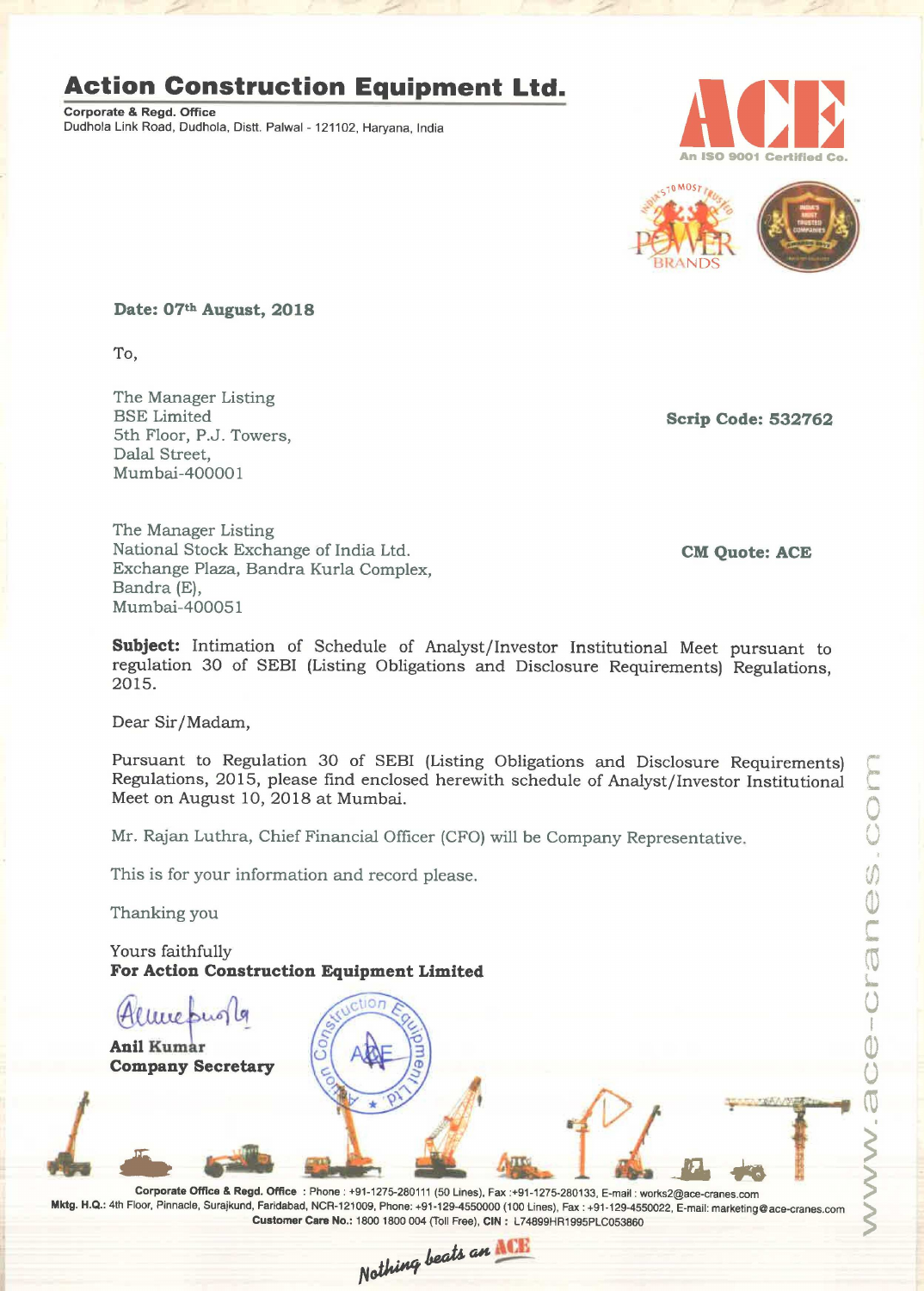# Action Construction Equipment Ltd.

**Corporate & Regd. Office**
Dudhola Link Road, Dudhola, Distt. Palwal - 121102, Haryana, India

An ISO 9001 Certified Co.

**Date: 07th August, 2018**

To,

The Manager Listing
BSE Limited
5th Floor, P.J. Towers,
Dalal Street,
Mumbai-400001

**Scrip Code: 532762**

The Manager Listing
National Stock Exchange of India Ltd.
Exchange Plaza, Bandra Kurla Complex,
Bandra (E),
Mumbai-400051

**CM Quote: ACE**

**Subject:** Intimation of Schedule of Analyst/Investor Institutional Meet pursuant to regulation 30 of SEBI (Listing Obligations and Disclosure Requirements) Regulations, 2015.

Dear Sir/Madam,

Pursuant to Regulation 30 of SEBI (Listing Obligations and Disclosure Requirements) Regulations, 2015, please find enclosed herewith schedule of Analyst/Investor Institutional Meet on August 10, 2018 at Mumbai.

Mr. Rajan Luthra, Chief Financial Officer (CFO) will be Company Representative.

This is for your information and record please.

Thanking you

Yours faithfully
**For Action Construction Equipment Limited**

**Anil Kumar**
**Company Secretary**

**Corporate Office & Regd. Office** : Phone : +91-1275-280111 (50 Lines), Fax :+91-1275-280133, E-mail : works2@ace-cranes.com
**Mktg. H.Q.:** 4th Floor, Pinnacle, Surajkund, Faridabad, NCR-121009, Phone: +91-129-4550000 (100 Lines), Fax : +91-129-4550022, E-mail: marketing@ace-cranes.com
**Customer Care No.:** 1800 1800 004 (Toll Free), **CIN :** L74899HR1995PLC053860

www.ace-cranes.com

*Nothing beats an ACE*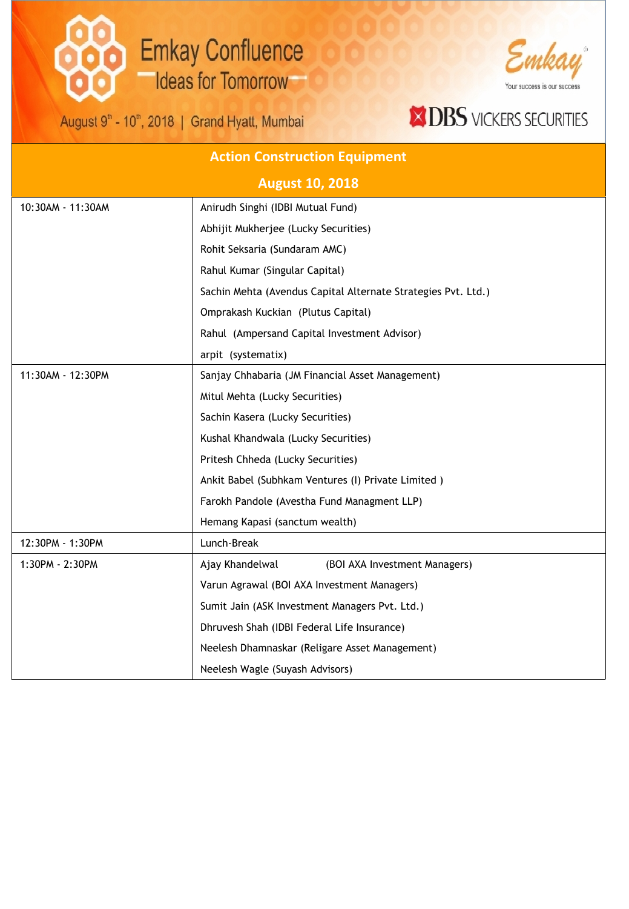Emkay Confluence — Ideas for Tomorrow

August 9th - 10th, 2018 | Grand Hyatt, Mumbai

Emkay — Your success is our success

DBS VICKERS SECURITIES

## Action Construction Equipment

### August 10, 2018

| Time | Participants |
|---|---|
| 10:30AM - 11:30AM | Anirudh Singhi (IDBI Mutual Fund) |
| | Abhijit Mukherjee (Lucky Securities) |
| | Rohit Seksaria (Sundaram AMC) |
| | Rahul Kumar (Singular Capital) |
| | Sachin Mehta (Avendus Capital Alternate Strategies Pvt. Ltd.) |
| | Omprakash Kuckian (Plutus Capital) |
| | Rahul (Ampersand Capital Investment Advisor) |
| | arpit (systematix) |
| 11:30AM - 12:30PM | Sanjay Chhabaria (JM Financial Asset Management) |
| | Mitul Mehta (Lucky Securities) |
| | Sachin Kasera (Lucky Securities) |
| | Kushal Khandwala (Lucky Securities) |
| | Pritesh Chheda (Lucky Securities) |
| | Ankit Babel (Subhkam Ventures (I) Private Limited ) |
| | Farokh Pandole (Avestha Fund Managment LLP) |
| | Hemang Kapasi (sanctum wealth) |
| 12:30PM - 1:30PM | Lunch-Break |
| 1:30PM - 2:30PM | Ajay Khandelwal (BOI AXA Investment Managers) |
| | Varun Agrawal (BOI AXA Investment Managers) |
| | Sumit Jain (ASK Investment Managers Pvt. Ltd.) |
| | Dhruvesh Shah (IDBI Federal Life Insurance) |
| | Neelesh Dhamnaskar (Religare Asset Management) |
| | Neelesh Wagle (Suyash Advisors) |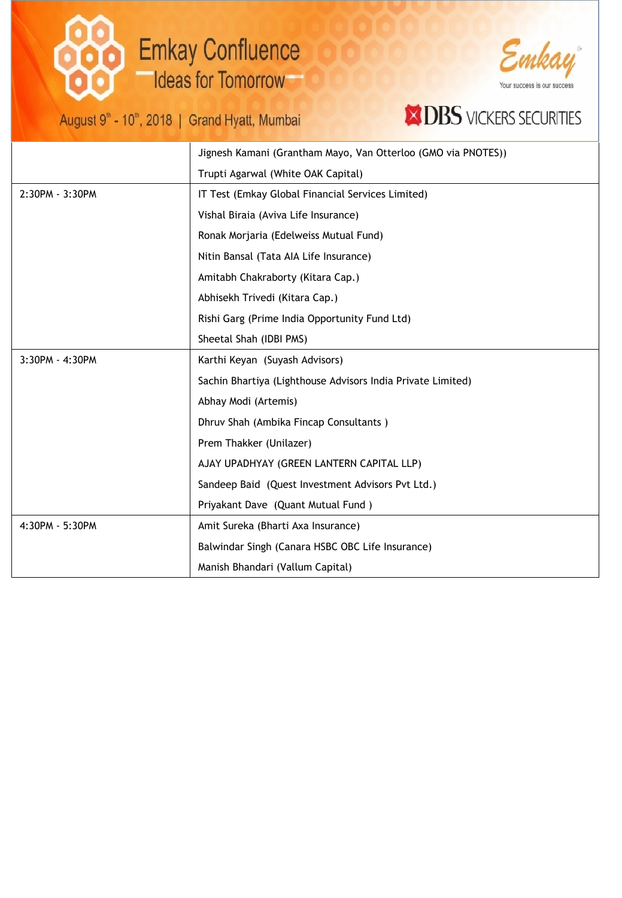| | |
|---|---|
| | Jignesh Kamani (Grantham Mayo, Van Otterloo (GMO via PNOTES)) |
| | Trupti Agarwal (White OAK Capital) |
| 2:30PM - 3:30PM | IT Test (Emkay Global Financial Services Limited) |
| | Vishal Biraia (Aviva Life Insurance) |
| | Ronak Morjaria (Edelweiss Mutual Fund) |
| | Nitin Bansal (Tata AIA Life Insurance) |
| | Amitabh Chakraborty (Kitara Cap.) |
| | Abhisekh Trivedi (Kitara Cap.) |
| | Rishi Garg (Prime India Opportunity Fund Ltd) |
| | Sheetal Shah (IDBI PMS) |
| 3:30PM - 4:30PM | Karthi Keyan (Suyash Advisors) |
| | Sachin Bhartiya (Lighthouse Advisors India Private Limited) |
| | Abhay Modi (Artemis) |
| | Dhruv Shah (Ambika Fincap Consultants ) |
| | Prem Thakker (Unilazer) |
| | AJAY UPADHYAY (GREEN LANTERN CAPITAL LLP) |
| | Sandeep Baid (Quest Investment Advisors Pvt Ltd.) |
| | Priyakant Dave (Quant Mutual Fund ) |
| 4:30PM - 5:30PM | Amit Sureka (Bharti Axa Insurance) |
| | Balwindar Singh (Canara HSBC OBC Life Insurance) |
| | Manish Bhandari (Vallum Capital) |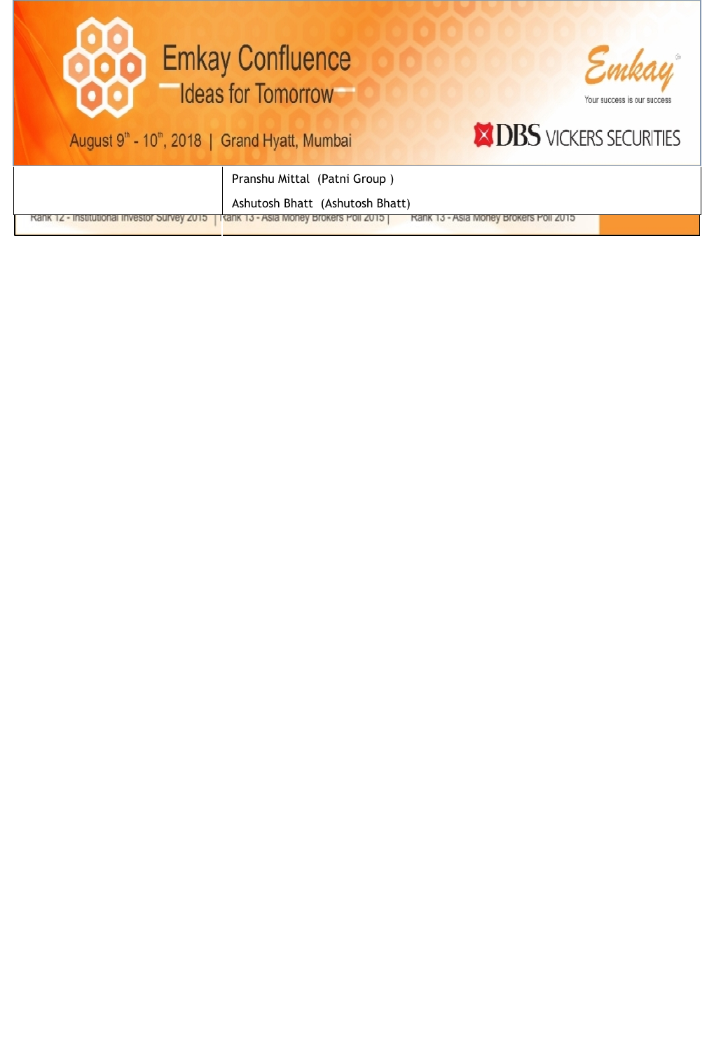| | |
|---|---|
| | Pranshu Mittal (Patni Group ) |
| | Ashutosh Bhatt (Ashutosh Bhatt) |